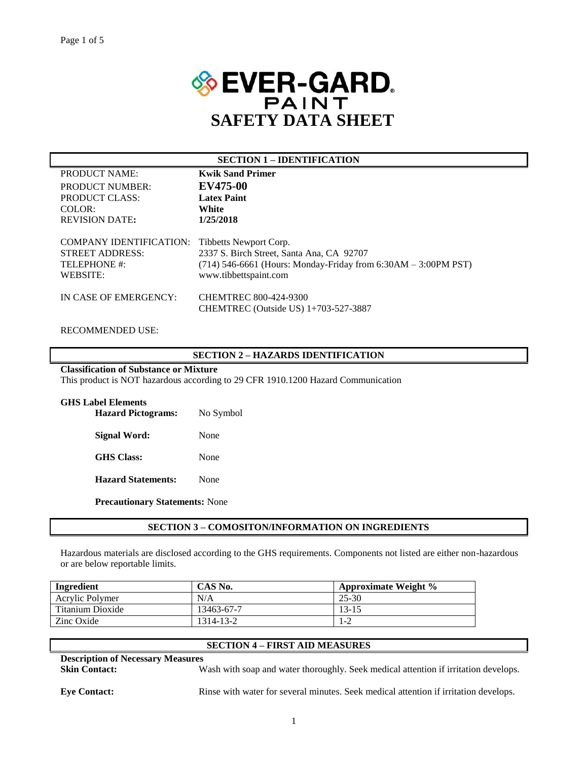# EVER-GARD PAINT

# SAFETY DATA SHEET

## SECTION 1 – IDENTIFICATION

PRODUCT NAME: **Kwik Sand Primer**
PRODUCT NUMBER: **EV475-00**
PRODUCT CLASS: **Latex Paint**
COLOR: **White**
REVISION DATE: **1/25/2018**

COMPANY IDENTIFICATION: Tibbetts Newport Corp.
STREET ADDRESS: 2337 S. Birch Street, Santa Ana, CA 92707
TELEPHONE #: (714) 546-6661 (Hours: Monday-Friday from 6:30AM – 3:00PM PST)
WEBSITE: www.tibbettspaint.com

IN CASE OF EMERGENCY: CHEMTREC 800-424-9300
CHEMTREC (Outside US) 1+703-527-3887

RECOMMENDED USE:

## SECTION 2 – HAZARDS IDENTIFICATION

**Classification of Substance or Mixture**
This product is NOT hazardous according to 29 CFR 1910.1200 Hazard Communication

**GHS Label Elements**

**Hazard Pictograms:** No Symbol

**Signal Word:** None

**GHS Class:** None

**Hazard Statements:** None

**Precautionary Statements:** None

## SECTION 3 – COMOSITON/INFORMATION ON INGREDIENTS

Hazardous materials are disclosed according to the GHS requirements. Components not listed are either non-hazardous or are below reportable limits.

| Ingredient | CAS No. | Approximate Weight % |
|---|---|---|
| Acrylic Polymer | N/A | 25-30 |
| Titanium Dioxide | 13463-67-7 | 13-15 |
| Zinc Oxide | 1314-13-2 | 1-2 |

## SECTION 4 – FIRST AID MEASURES

**Description of Necessary Measures**

**Skin Contact:** Wash with soap and water thoroughly. Seek medical attention if irritation develops.

**Eye Contact:** Rinse with water for several minutes. Seek medical attention if irritation develops.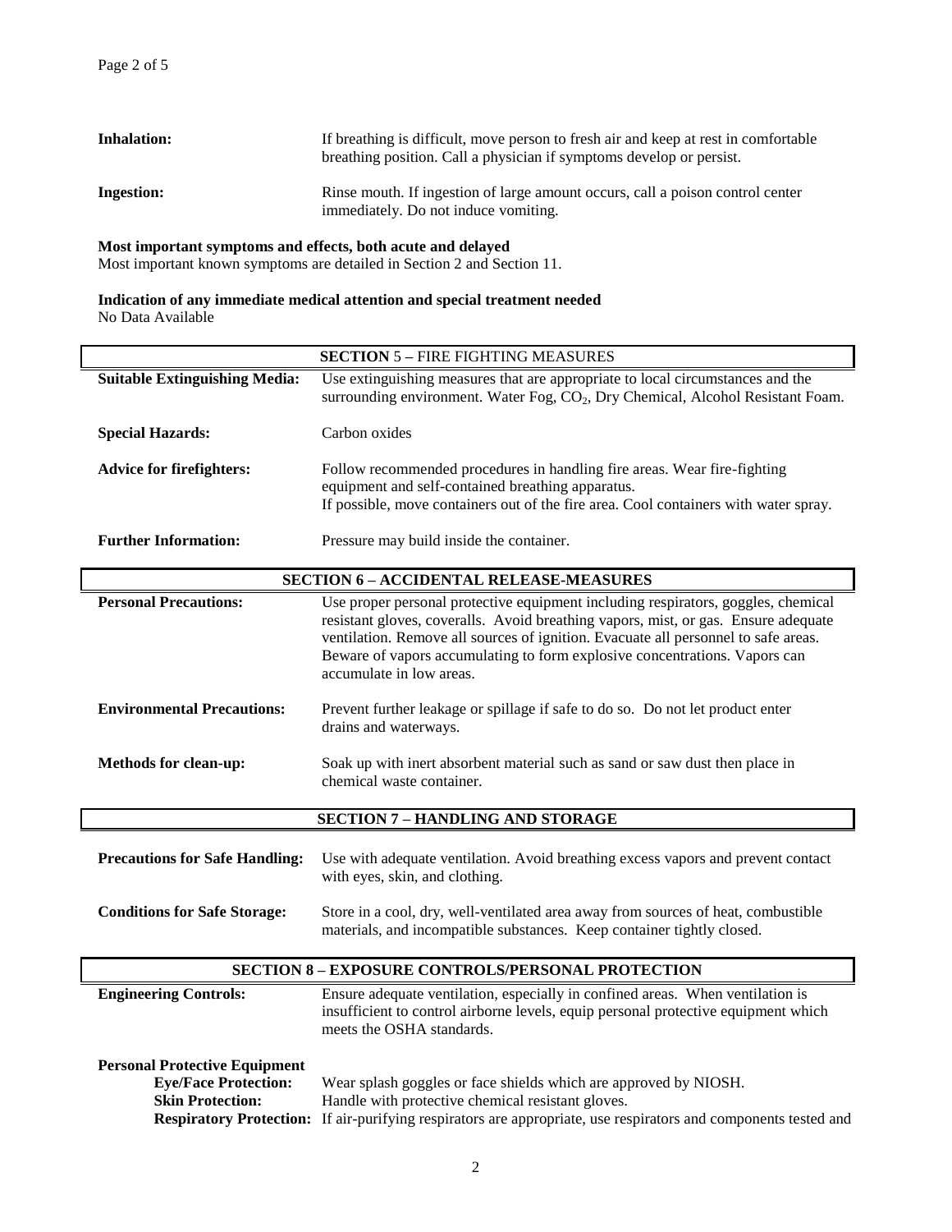**Inhalation:** If breathing is difficult, move person to fresh air and keep at rest in comfortable breathing position. Call a physician if symptoms develop or persist.

**Ingestion:** Rinse mouth. If ingestion of large amount occurs, call a poison control center immediately. Do not induce vomiting.

**Most important symptoms and effects, both acute and delayed**
Most important known symptoms are detailed in Section 2 and Section 11.

**Indication of any immediate medical attention and special treatment needed**
No Data Available

## SECTION 5 – FIRE FIGHTING MEASURES

**Suitable Extinguishing Media:** Use extinguishing measures that are appropriate to local circumstances and the surrounding environment. Water Fog, $CO_2$, Dry Chemical, Alcohol Resistant Foam.

**Special Hazards:** Carbon oxides

**Advice for firefighters:** Follow recommended procedures in handling fire areas. Wear fire-fighting equipment and self-contained breathing apparatus.
If possible, move containers out of the fire area. Cool containers with water spray.

**Further Information:** Pressure may build inside the container.

## SECTION 6 – ACCIDENTAL RELEASE-MEASURES

**Personal Precautions:** Use proper personal protective equipment including respirators, goggles, chemical resistant gloves, coveralls. Avoid breathing vapors, mist, or gas. Ensure adequate ventilation. Remove all sources of ignition. Evacuate all personnel to safe areas. Beware of vapors accumulating to form explosive concentrations. Vapors can accumulate in low areas.

**Environmental Precautions:** Prevent further leakage or spillage if safe to do so. Do not let product enter drains and waterways.

**Methods for clean-up:** Soak up with inert absorbent material such as sand or saw dust then place in chemical waste container.

## SECTION 7 – HANDLING AND STORAGE

**Precautions for Safe Handling:** Use with adequate ventilation. Avoid breathing excess vapors and prevent contact with eyes, skin, and clothing.

**Conditions for Safe Storage:** Store in a cool, dry, well-ventilated area away from sources of heat, combustible materials, and incompatible substances. Keep container tightly closed.

## SECTION 8 – EXPOSURE CONTROLS/PERSONAL PROTECTION

**Engineering Controls:** Ensure adequate ventilation, especially in confined areas. When ventilation is insufficient to control airborne levels, equip personal protective equipment which meets the OSHA standards.

**Personal Protective Equipment**

**Eye/Face Protection:** Wear splash goggles or face shields which are approved by NIOSH.

**Skin Protection:** Handle with protective chemical resistant gloves.

**Respiratory Protection:** If air-purifying respirators are appropriate, use respirators and components tested and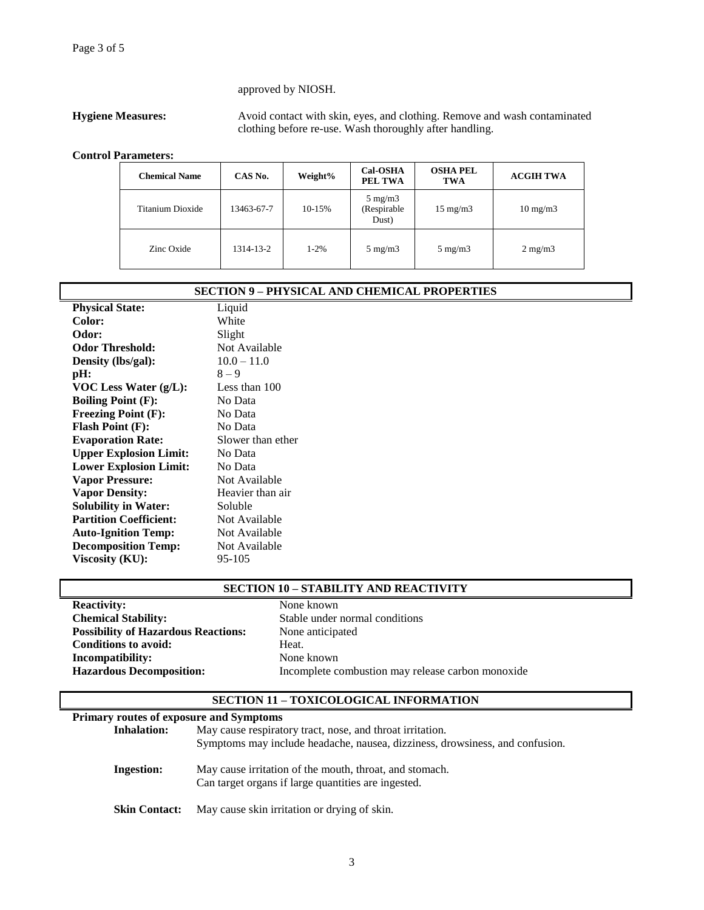approved by NIOSH.

**Hygiene Measures:** Avoid contact with skin, eyes, and clothing. Remove and wash contaminated clothing before re-use. Wash thoroughly after handling.

**Control Parameters:**

| Chemical Name | CAS No. | Weight% | Cal-OSHA PEL TWA | OSHA PEL TWA | ACGIH TWA |
|---|---|---|---|---|---|
| Titanium Dioxide | 13463-67-7 | 10-15% | 5 mg/m3 (Respirable Dust) | 15 mg/m3 | 10 mg/m3 |
| Zinc Oxide | 1314-13-2 | 1-2% | 5 mg/m3 | 5 mg/m3 | 2 mg/m3 |

## SECTION 9 – PHYSICAL AND CHEMICAL PROPERTIES

**Physical State:** Liquid
**Color:** White
**Odor:** Slight
**Odor Threshold:** Not Available
**Density (lbs/gal):** 10.0 – 11.0
**pH:** 8 – 9
**VOC Less Water (g/L):** Less than 100
**Boiling Point (F):** No Data
**Freezing Point (F):** No Data
**Flash Point (F):** No Data
**Evaporation Rate:** Slower than ether
**Upper Explosion Limit:** No Data
**Lower Explosion Limit:** No Data
**Vapor Pressure:** Not Available
**Vapor Density:** Heavier than air
**Solubility in Water:** Soluble
**Partition Coefficient:** Not Available
**Auto-Ignition Temp:** Not Available
**Decomposition Temp:** Not Available
**Viscosity (KU):** 95-105

## SECTION 10 – STABILITY AND REACTIVITY

**Reactivity:** None known
**Chemical Stability:** Stable under normal conditions
**Possibility of Hazardous Reactions:** None anticipated
**Conditions to avoid:** Heat.
**Incompatibility:** None known
**Hazardous Decomposition:** Incomplete combustion may release carbon monoxide

## SECTION 11 – TOXICOLOGICAL INFORMATION

**Primary routes of exposure and Symptoms**

**Inhalation:** May cause respiratory tract, nose, and throat irritation.
Symptoms may include headache, nausea, dizziness, drowsiness, and confusion.

**Ingestion:** May cause irritation of the mouth, throat, and stomach.
Can target organs if large quantities are ingested.

**Skin Contact:** May cause skin irritation or drying of skin.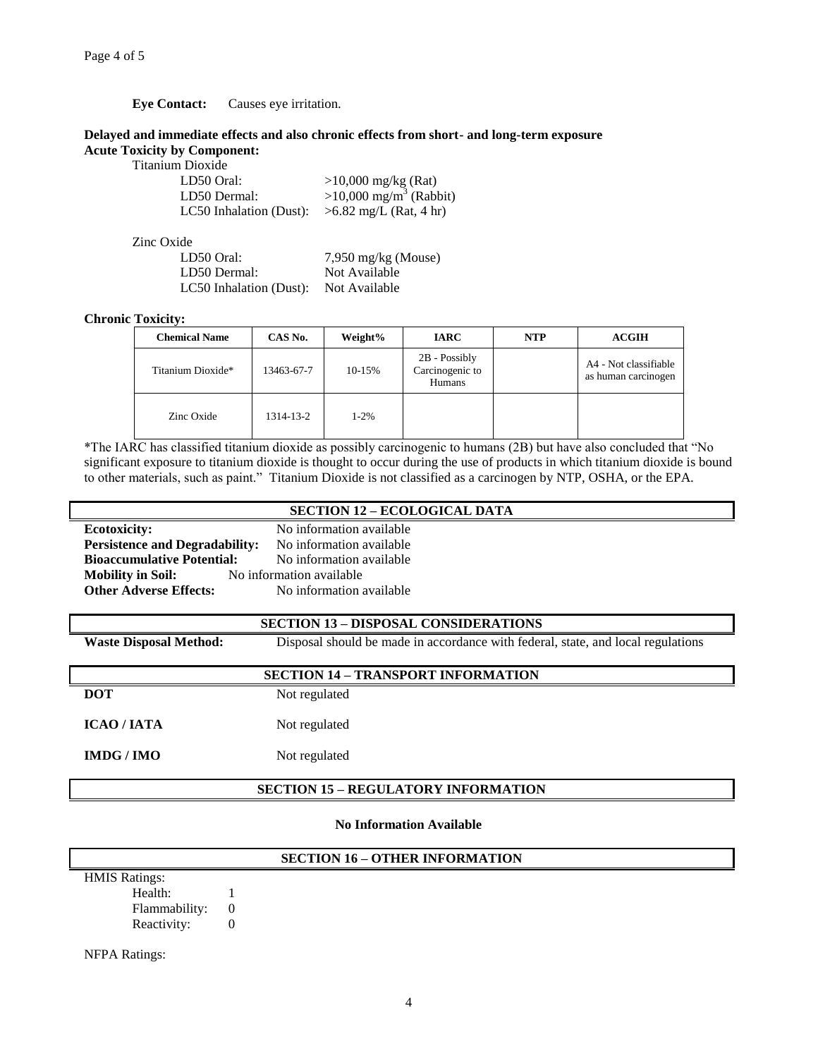**Eye Contact:** Causes eye irritation.

**Delayed and immediate effects and also chronic effects from short- and long-term exposure**

**Acute Toxicity by Component:**

Titanium Dioxide

| | |
|---|---|
| LD50 Oral: | >10,000 mg/kg (Rat) |
| LD50 Dermal: | >10,000 mg/$m^3$ (Rabbit) |
| LC50 Inhalation (Dust): | >6.82 mg/L (Rat, 4 hr) |

Zinc Oxide

| | |
|---|---|
| LD50 Oral: | 7,950 mg/kg (Mouse) |
| LD50 Dermal: | Not Available |
| LC50 Inhalation (Dust): | Not Available |

**Chronic Toxicity:**

| Chemical Name | CAS No. | Weight% | IARC | NTP | ACGIH |
|---|---|---|---|---|---|
| Titanium Dioxide* | 13463-67-7 | 10-15% | 2B - Possibly Carcinogenic to Humans | | A4 - Not classifiable as human carcinogen |
| Zinc Oxide | 1314-13-2 | 1-2% | | | |

*The IARC has classified titanium dioxide as possibly carcinogenic to humans (2B) but have also concluded that "No significant exposure to titanium dioxide is thought to occur during the use of products in which titanium dioxide is bound to other materials, such as paint." Titanium Dioxide is not classified as a carcinogen by NTP, OSHA, or the EPA.

## SECTION 12 – ECOLOGICAL DATA

**Ecotoxicity:** No information available
**Persistence and Degradability:** No information available
**Bioaccumulative Potential:** No information available
**Mobility in Soil:** No information available
**Other Adverse Effects:** No information available

## SECTION 13 – DISPOSAL CONSIDERATIONS

**Waste Disposal Method:** Disposal should be made in accordance with federal, state, and local regulations

## SECTION 14 – TRANSPORT INFORMATION

**DOT** Not regulated

**ICAO / IATA** Not regulated

**IMDG / IMO** Not regulated

## SECTION 15 – REGULATORY INFORMATION

**No Information Available**

## SECTION 16 – OTHER INFORMATION

HMIS Ratings:

| | |
|---|---|
| Health: | 1 |
| Flammability: | 0 |
| Reactivity: | 0 |

NFPA Ratings: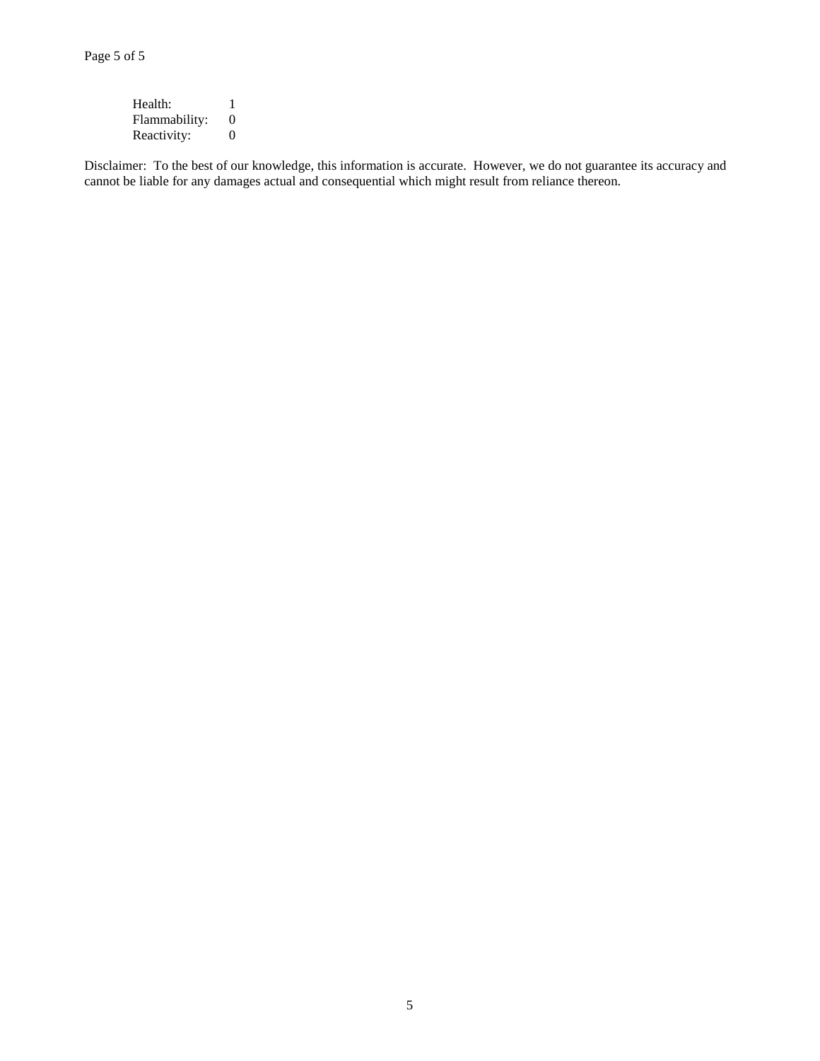| | |
|---|---|
| Health: | 1 |
| Flammability: | 0 |
| Reactivity: | 0 |

Disclaimer: To the best of our knowledge, this information is accurate. However, we do not guarantee its accuracy and cannot be liable for any damages actual and consequential which might result from reliance thereon.